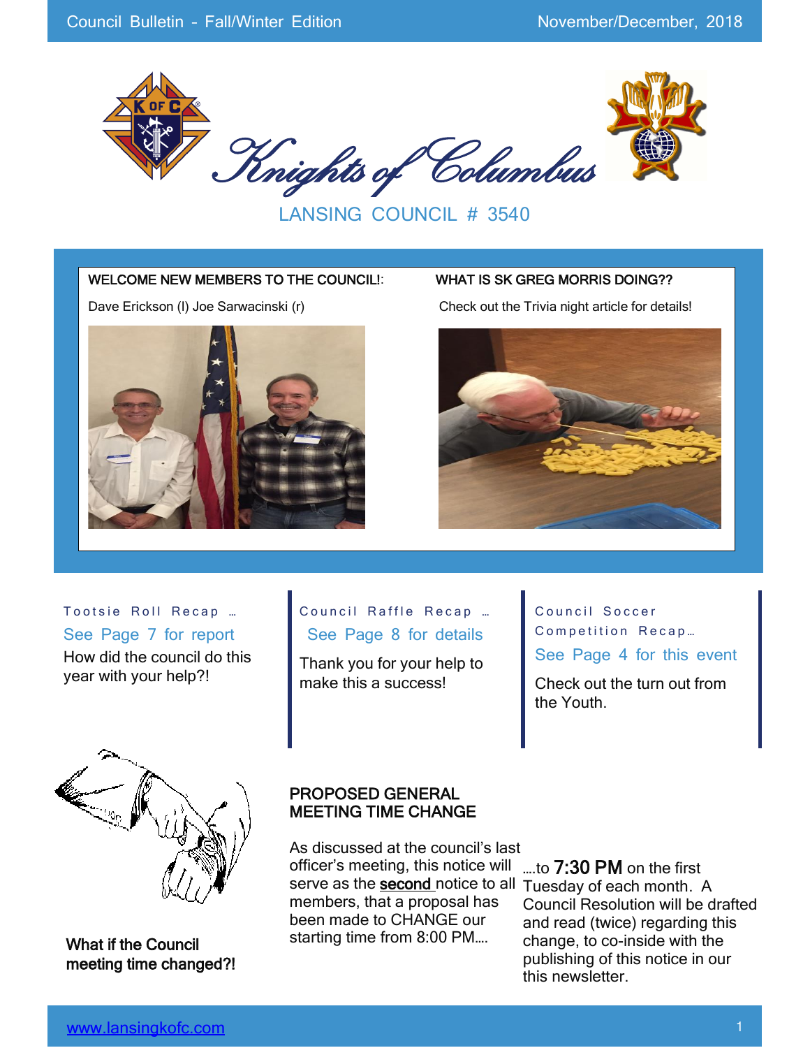Council Bulletin - Fall/Winter Edition

November/December, 2018

# Knights of Columbus

## LANSING COUNCIL # 3540

**WELCOME NEW MEMBERS TO THE COUNCIL!**:

Dave Erickson (l) Joe Sarwacinski (r)

**WHAT IS SK GREG MORRIS DOING??**

Check out the Trivia night article for details!

Tootsie Roll Recap …

See Page 7 for report

How did the council do this year with your help?!

Council Raffle Recap …

See Page 8 for details

Thank you for your help to make this a success!

Council Soccer Competition Recap…

See Page 4 for this event

Check out the turn out from the Youth.

**What if the Council meeting time changed?!**

## PROPOSED GENERAL MEETING TIME CHANGE

As discussed at the council's last officer's meeting, this notice will serve as the **second** notice to all members, that a proposal has been made to CHANGE our starting time from 8:00 PM….

….to **7:30 PM** on the first Tuesday of each month. A Council Resolution will be drafted and read (twice) regarding this change, to co-inside with the publishing of this notice in our this newsletter.

www.lansingkofc.com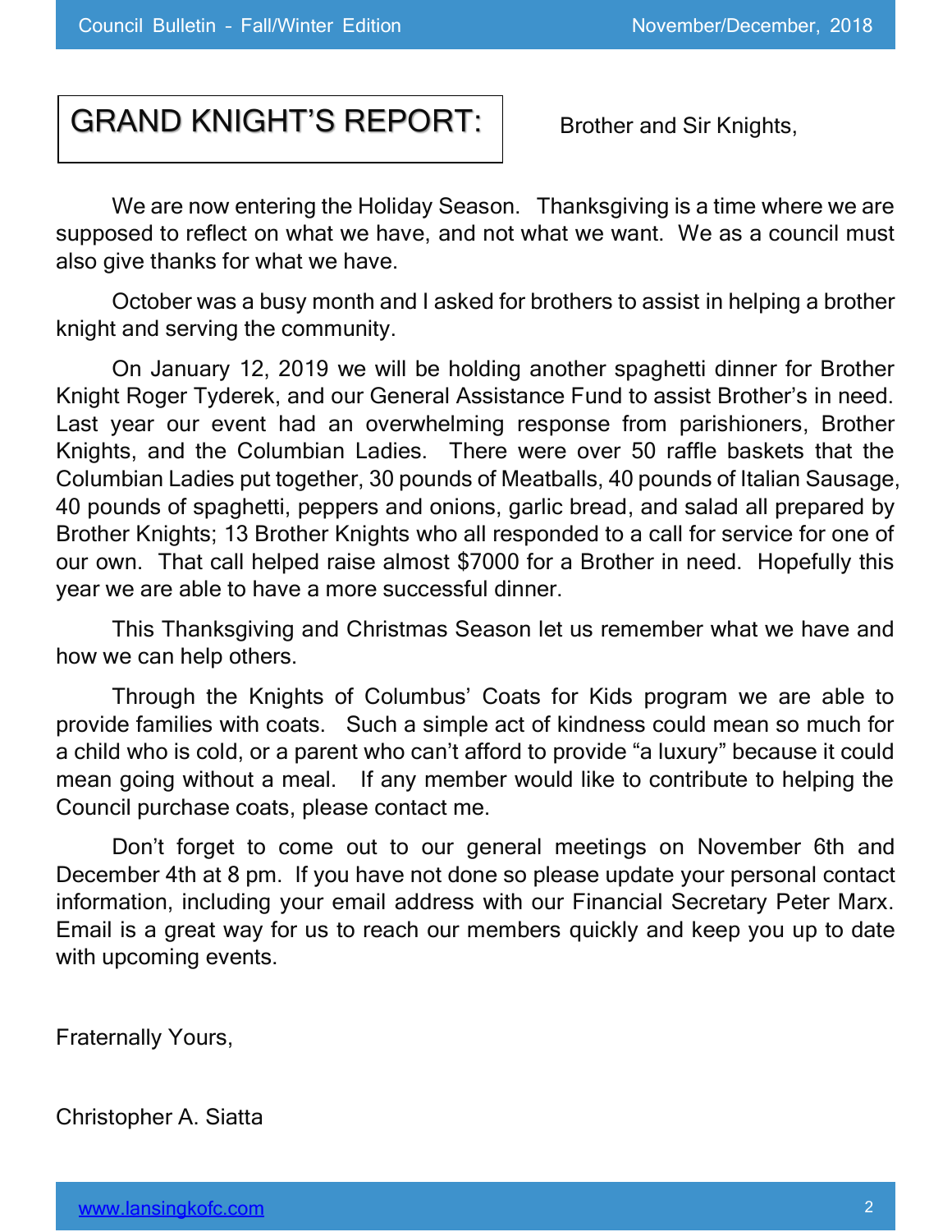# GRAND KNIGHT'S REPORT:

Brother and Sir Knights,

We are now entering the Holiday Season. Thanksgiving is a time where we are supposed to reflect on what we have, and not what we want. We as a council must also give thanks for what we have.

October was a busy month and I asked for brothers to assist in helping a brother knight and serving the community.

On January 12, 2019 we will be holding another spaghetti dinner for Brother Knight Roger Tyderek, and our General Assistance Fund to assist Brother's in need. Last year our event had an overwhelming response from parishioners, Brother Knights, and the Columbian Ladies. There were over 50 raffle baskets that the Columbian Ladies put together, 30 pounds of Meatballs, 40 pounds of Italian Sausage, 40 pounds of spaghetti, peppers and onions, garlic bread, and salad all prepared by Brother Knights; 13 Brother Knights who all responded to a call for service for one of our own. That call helped raise almost $7000 for a Brother in need. Hopefully this year we are able to have a more successful dinner.

This Thanksgiving and Christmas Season let us remember what we have and how we can help others.

Through the Knights of Columbus' Coats for Kids program we are able to provide families with coats. Such a simple act of kindness could mean so much for a child who is cold, or a parent who can't afford to provide "a luxury" because it could mean going without a meal. If any member would like to contribute to helping the Council purchase coats, please contact me.

Don't forget to come out to our general meetings on November 6th and December 4th at 8 pm. If you have not done so please update your personal contact information, including your email address with our Financial Secretary Peter Marx. Email is a great way for us to reach our members quickly and keep you up to date with upcoming events.

Fraternally Yours,

Christopher A. Siatta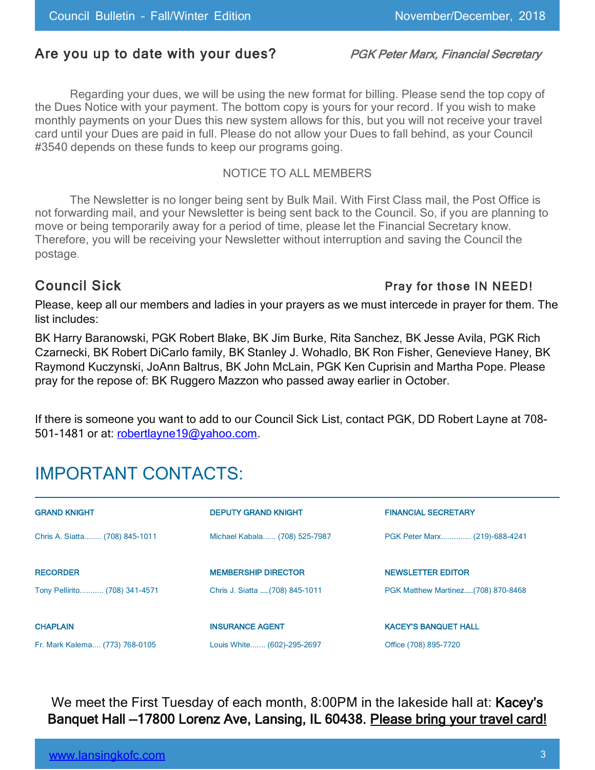## Are you up to date with your dues?

*PGK Peter Marx, Financial Secretary*

Regarding your dues, we will be using the new format for billing. Please send the top copy of the Dues Notice with your payment. The bottom copy is yours for your record. If you wish to make monthly payments on your Dues this new system allows for this, but you will not receive your travel card until your Dues are paid in full. Please do not allow your Dues to fall behind, as your Council #3540 depends on these funds to keep our programs going.

NOTICE TO ALL MEMBERS

The Newsletter is no longer being sent by Bulk Mail. With First Class mail, the Post Office is not forwarding mail, and your Newsletter is being sent back to the Council. So, if you are planning to move or being temporarily away for a period of time, please let the Financial Secretary know. Therefore, you will be receiving your Newsletter without interruption and saving the Council the postage.

## Council Sick

**Pray for those IN NEED!**

Please, keep all our members and ladies in your prayers as we must intercede in prayer for them. The list includes:

BK Harry Baranowski, PGK Robert Blake, BK Jim Burke, Rita Sanchez, BK Jesse Avila, PGK Rich Czarnecki, BK Robert DiCarlo family, BK Stanley J. Wohadlo, BK Ron Fisher, Genevieve Haney, BK Raymond Kuczynski, JoAnn Baltrus, BK John McLain, PGK Ken Cuprisin and Martha Pope. Please pray for the repose of: BK Ruggero Mazzon who passed away earlier in October.

If there is someone you want to add to our Council Sick List, contact PGK, DD Robert Layne at 708-501-1481 or at: robertlayne19@yahoo.com.

# IMPORTANT CONTACTS:

**GRAND KNIGHT**
Chris A. Siatta........ (708) 845-1011

**DEPUTY GRAND KNIGHT**
Michael Kabala...... (708) 525-7987

**FINANCIAL SECRETARY**
PGK Peter Marx............. (219)-688-4241

**RECORDER**
Tony Pellirito........... (708) 341-4571

**MEMBERSHIP DIRECTOR**
Chris J. Siatta ......(708) 845-1011

**NEWSLETTER EDITOR**
PGK Matthew Martinez......(708) 870-8468

**CHAPLAIN**
Fr. Mark Kalema.... (773) 768-0105

**INSURANCE AGENT**
Louis White....... (602)-295-2697

**KACEY'S BANQUET HALL**
Office (708) 895-7720

We meet the First Tuesday of each month, 8:00PM in the lakeside hall at: **Kacey's Banquet Hall –17800 Lorenz Ave, Lansing, IL 60438.** **Please bring your travel card!**

www.lansingkofc.com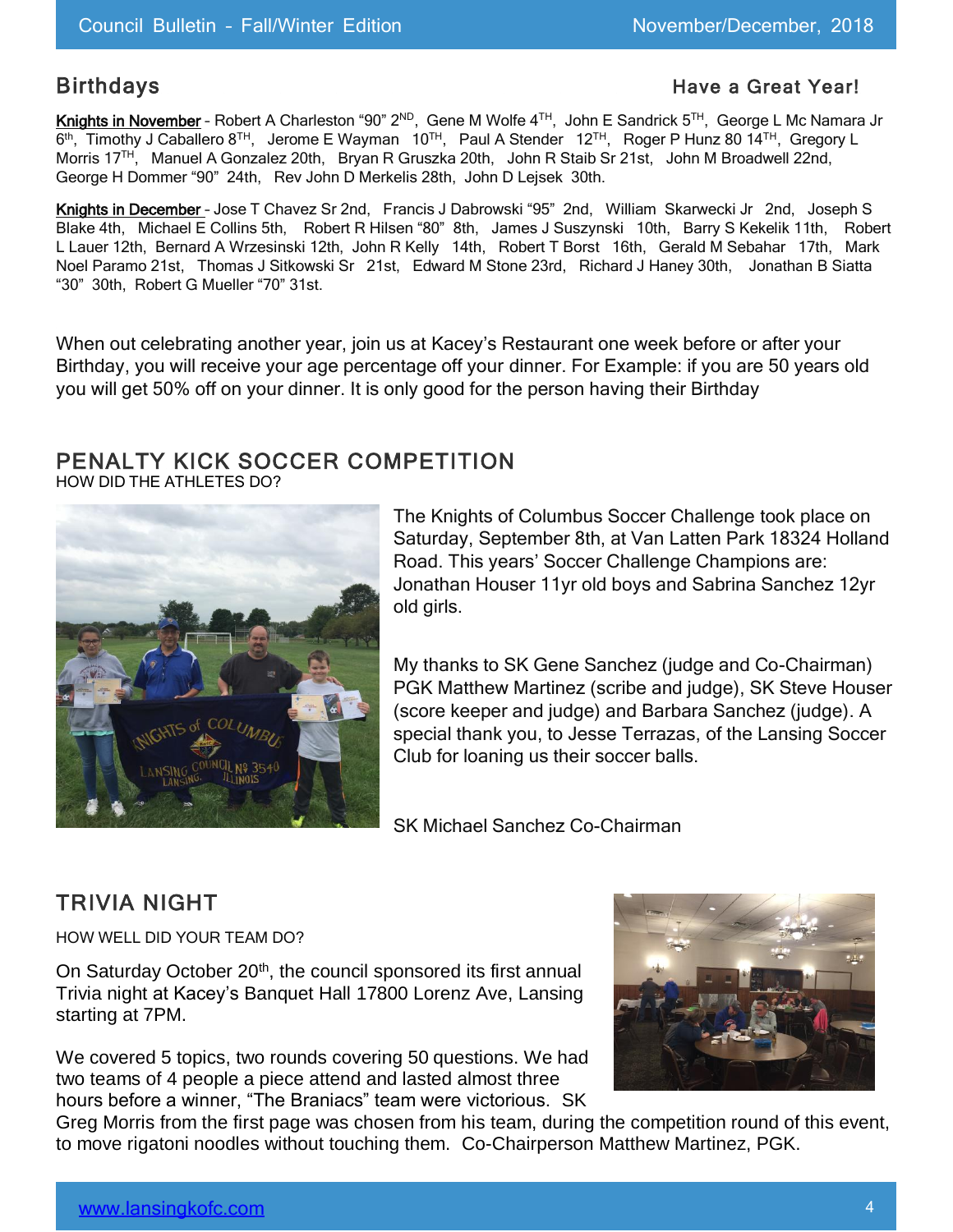## Birthdays

**Have a Great Year!**

**Knights in November** - Robert A Charleston "90" 2ND, Gene M Wolfe 4TH, John E Sandrick 5TH, George L Mc Namara Jr 6th, Timothy J Caballero 8TH, Jerome E Wayman 10TH, Paul A Stender 12TH, Roger P Hunz 80 14TH, Gregory L Morris 17TH, Manuel A Gonzalez 20th, Bryan R Gruszka 20th, John R Staib Sr 21st, John M Broadwell 22nd, George H Dommer "90" 24th, Rev John D Merkelis 28th, John D Lejsek 30th.

**Knights in December** - Jose T Chavez Sr 2nd, Francis J Dabrowski "95" 2nd, William Skarwecki Jr 2nd, Joseph S Blake 4th, Michael E Collins 5th, Robert R Hilsen "80" 8th, James J Suszynski 10th, Barry S Kekelik 11th, Robert L Lauer 12th, Bernard A Wrzesinski 12th, John R Kelly 14th, Robert T Borst 16th, Gerald M Sebahar 17th, Mark Noel Paramo 21st, Thomas J Sitkowski Sr 21st, Edward M Stone 23rd, Richard J Haney 30th, Jonathan B Siatta "30" 30th, Robert G Mueller "70" 31st.

When out celebrating another year, join us at Kacey's Restaurant one week before or after your Birthday, you will receive your age percentage off your dinner. For Example: if you are 50 years old you will get 50% off on your dinner. It is only good for the person having their Birthday

## PENALTY KICK SOCCER COMPETITION

HOW DID THE ATHLETES DO?

The Knights of Columbus Soccer Challenge took place on Saturday, September 8th, at Van Latten Park 18324 Holland Road. This years' Soccer Challenge Champions are: Jonathan Houser 11yr old boys and Sabrina Sanchez 12yr old girls.

My thanks to SK Gene Sanchez (judge and Co-Chairman) PGK Matthew Martinez (scribe and judge), SK Steve Houser (score keeper and judge) and Barbara Sanchez (judge). A special thank you, to Jesse Terrazas, of the Lansing Soccer Club for loaning us their soccer balls.

SK Michael Sanchez Co-Chairman

## TRIVIA NIGHT

HOW WELL DID YOUR TEAM DO?

On Saturday October 20th, the council sponsored its first annual Trivia night at Kacey's Banquet Hall 17800 Lorenz Ave, Lansing starting at 7PM.

We covered 5 topics, two rounds covering 50 questions. We had two teams of 4 people a piece attend and lasted almost three hours before a winner, "The Braniacs" team were victorious. SK Greg Morris from the first page was chosen from his team, during the competition round of this event, to move rigatoni noodles without touching them. Co-Chairperson Matthew Martinez, PGK.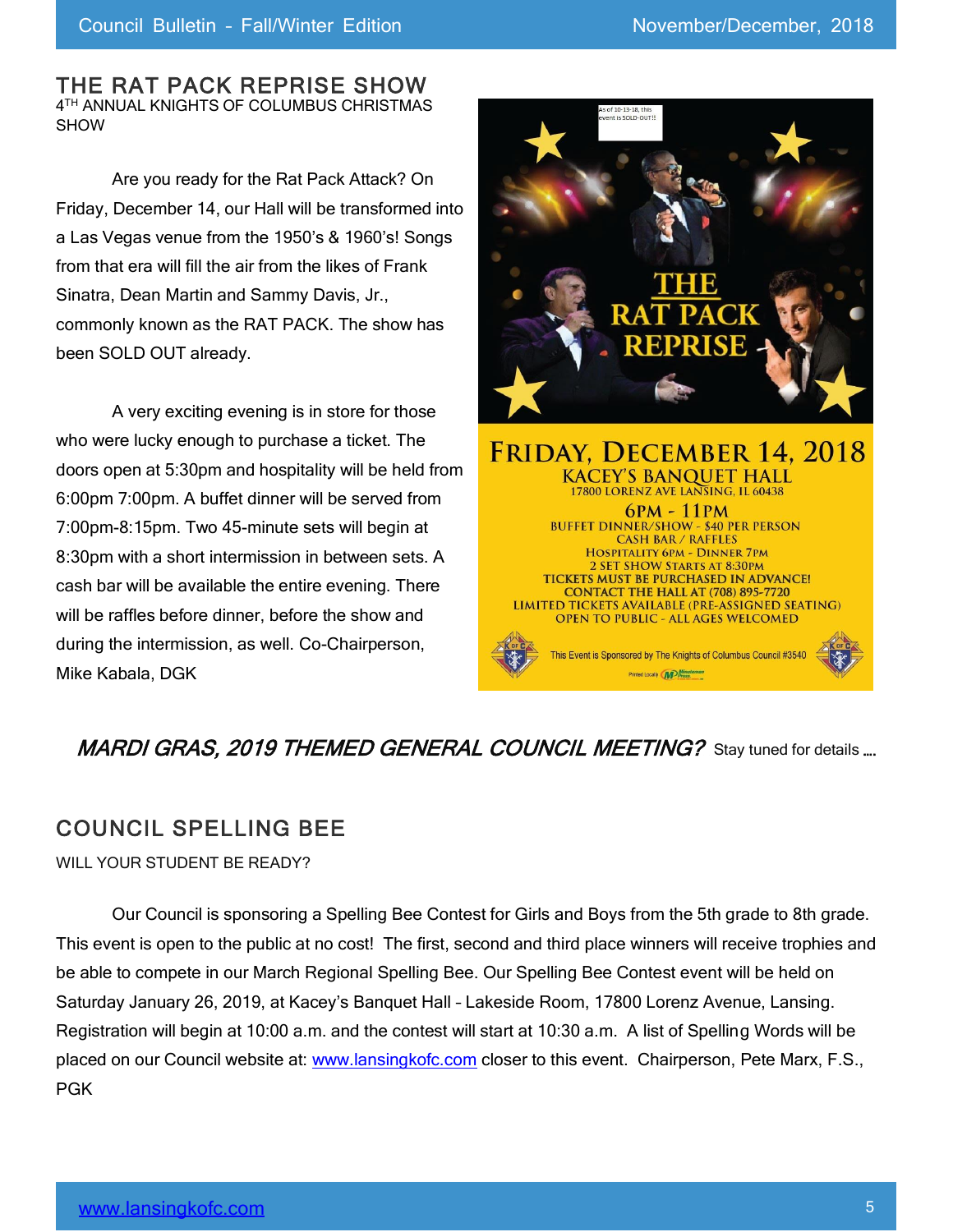## THE RAT PACK REPRISE SHOW

4TH ANNUAL KNIGHTS OF COLUMBUS CHRISTMAS SHOW

Are you ready for the Rat Pack Attack? On Friday, December 14, our Hall will be transformed into a Las Vegas venue from the 1950's & 1960's! Songs from that era will fill the air from the likes of Frank Sinatra, Dean Martin and Sammy Davis, Jr., commonly known as the RAT PACK. The show has been SOLD OUT already.

A very exciting evening is in store for those who were lucky enough to purchase a ticket. The doors open at 5:30pm and hospitality will be held from 6:00pm 7:00pm. A buffet dinner will be served from 7:00pm-8:15pm. Two 45-minute sets will begin at 8:30pm with a short intermission in between sets. A cash bar will be available the entire evening. There will be raffles before dinner, before the show and during the intermission, as well. Co-Chairperson, Mike Kabala, DGK

As of 10-13-18, this event is SOLD-OUT!!

THE RAT PACK REPRISE

FRIDAY, DECEMBER 14, 2018
KACEY'S BANQUET HALL
17800 LORENZ AVE LANSING, IL 60438
6PM - 11PM
BUFFET DINNER/SHOW - $40 PER PERSON
CASH BAR / RAFFLES
HOSPITALITY 6PM - DINNER 7PM
2 SET SHOW STARTS AT 8:30PM
TICKETS MUST BE PURCHASED IN ADVANCE!
CONTACT THE HALL AT (708) 895-7720
LIMITED TICKETS AVAILABLE (PRE-ASSIGNED SEATING)
OPEN TO PUBLIC - ALL AGES WELCOMED

This Event is Sponsored by The Knights of Columbus Council #3540

***MARDI GRAS, 2019 THEMED GENERAL COUNCIL MEETING?*** Stay tuned for details ....

## COUNCIL SPELLING BEE

WILL YOUR STUDENT BE READY?

Our Council is sponsoring a Spelling Bee Contest for Girls and Boys from the 5th grade to 8th grade. This event is open to the public at no cost! The first, second and third place winners will receive trophies and be able to compete in our March Regional Spelling Bee. Our Spelling Bee Contest event will be held on Saturday January 26, 2019, at Kacey's Banquet Hall – Lakeside Room, 17800 Lorenz Avenue, Lansing. Registration will begin at 10:00 a.m. and the contest will start at 10:30 a.m. A list of Spelling Words will be placed on our Council website at: [www.lansingkofc.com](http://www.lansingkofc.com) closer to this event. Chairperson, Pete Marx, F.S., PGK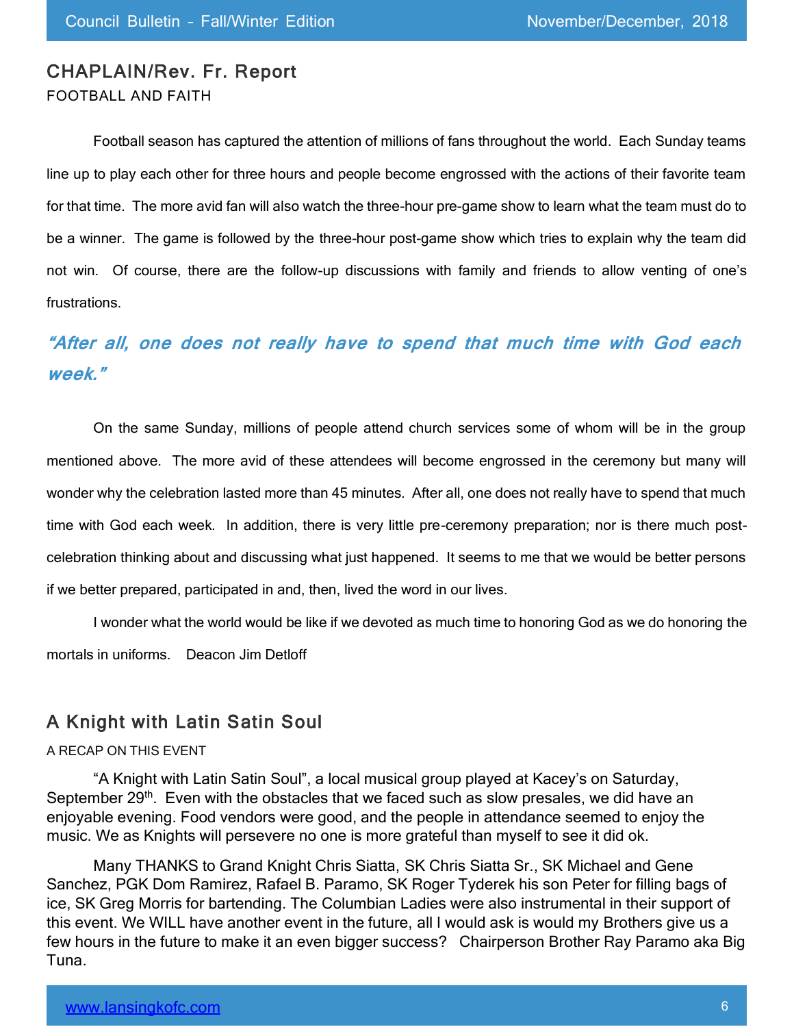## CHAPLAIN/Rev. Fr. Report

FOOTBALL AND FAITH

Football season has captured the attention of millions of fans throughout the world. Each Sunday teams line up to play each other for three hours and people become engrossed with the actions of their favorite team for that time. The more avid fan will also watch the three-hour pre-game show to learn what the team must do to be a winner. The game is followed by the three-hour post-game show which tries to explain why the team did not win. Of course, there are the follow-up discussions with family and friends to allow venting of one's frustrations.

***"After all, one does not really have to spend that much time with God each week."***

On the same Sunday, millions of people attend church services some of whom will be in the group mentioned above. The more avid of these attendees will become engrossed in the ceremony but many will wonder why the celebration lasted more than 45 minutes. After all, one does not really have to spend that much time with God each week. In addition, there is very little pre-ceremony preparation; nor is there much post-celebration thinking about and discussing what just happened. It seems to me that we would be better persons if we better prepared, participated in and, then, lived the word in our lives.

I wonder what the world would be like if we devoted as much time to honoring God as we do honoring the mortals in uniforms. Deacon Jim Detloff

## A Knight with Latin Satin Soul

A RECAP ON THIS EVENT

"A Knight with Latin Satin Soul", a local musical group played at Kacey's on Saturday, September 29th. Even with the obstacles that we faced such as slow presales, we did have an enjoyable evening. Food vendors were good, and the people in attendance seemed to enjoy the music. We as Knights will persevere no one is more grateful than myself to see it did ok.

Many THANKS to Grand Knight Chris Siatta, SK Chris Siatta Sr., SK Michael and Gene Sanchez, PGK Dom Ramirez, Rafael B. Paramo, SK Roger Tyderek his son Peter for filling bags of ice, SK Greg Morris for bartending. The Columbian Ladies were also instrumental in their support of this event. We WILL have another event in the future, all I would ask is would my Brothers give us a few hours in the future to make it an even bigger success? Chairperson Brother Ray Paramo aka Big Tuna.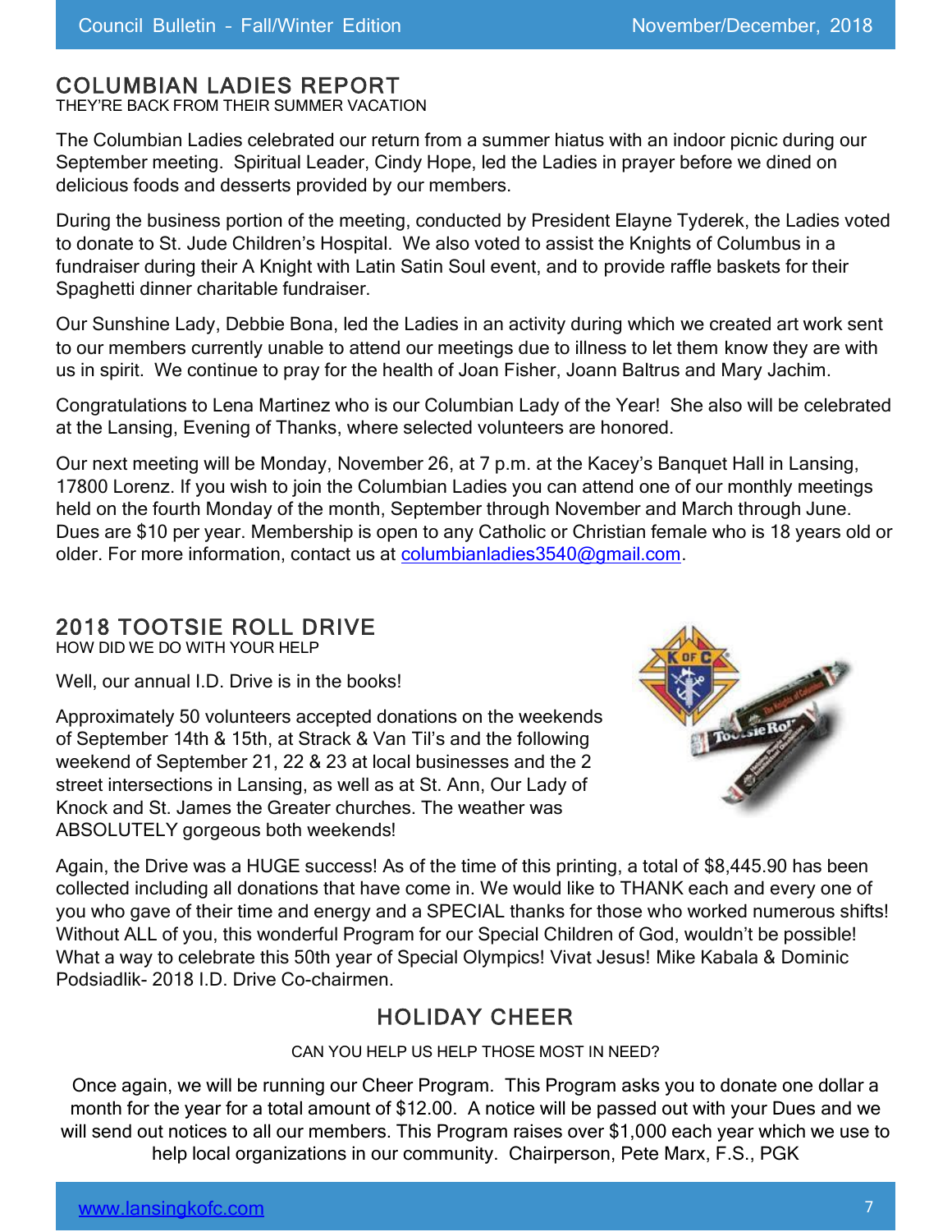## COLUMBIAN LADIES REPORT

THEY'RE BACK FROM THEIR SUMMER VACATION

The Columbian Ladies celebrated our return from a summer hiatus with an indoor picnic during our September meeting. Spiritual Leader, Cindy Hope, led the Ladies in prayer before we dined on delicious foods and desserts provided by our members.

During the business portion of the meeting, conducted by President Elayne Tyderek, the Ladies voted to donate to St. Jude Children's Hospital. We also voted to assist the Knights of Columbus in a fundraiser during their A Knight with Latin Satin Soul event, and to provide raffle baskets for their Spaghetti dinner charitable fundraiser.

Our Sunshine Lady, Debbie Bona, led the Ladies in an activity during which we created art work sent to our members currently unable to attend our meetings due to illness to let them know they are with us in spirit. We continue to pray for the health of Joan Fisher, Joann Baltrus and Mary Jachim.

Congratulations to Lena Martinez who is our Columbian Lady of the Year! She also will be celebrated at the Lansing, Evening of Thanks, where selected volunteers are honored.

Our next meeting will be Monday, November 26, at 7 p.m. at the Kacey's Banquet Hall in Lansing, 17800 Lorenz. If you wish to join the Columbian Ladies you can attend one of our monthly meetings held on the fourth Monday of the month, September through November and March through June. Dues are $10 per year. Membership is open to any Catholic or Christian female who is 18 years old or older. For more information, contact us at columbianladies3540@gmail.com.

## 2018 TOOTSIE ROLL DRIVE

HOW DID WE DO WITH YOUR HELP

Well, our annual I.D. Drive is in the books!

Approximately 50 volunteers accepted donations on the weekends of September 14th & 15th, at Strack & Van Til's and the following weekend of September 21, 22 & 23 at local businesses and the 2 street intersections in Lansing, as well as at St. Ann, Our Lady of Knock and St. James the Greater churches. The weather was ABSOLUTELY gorgeous both weekends!

Again, the Drive was a HUGE success! As of the time of this printing, a total of $8,445.90 has been collected including all donations that have come in. We would like to THANK each and every one of you who gave of their time and energy and a SPECIAL thanks for those who worked numerous shifts! Without ALL of you, this wonderful Program for our Special Children of God, wouldn't be possible! What a way to celebrate this 50th year of Special Olympics! Vivat Jesus! Mike Kabala & Dominic Podsiadlik- 2018 I.D. Drive Co-chairmen.

## HOLIDAY CHEER

CAN YOU HELP US HELP THOSE MOST IN NEED?

Once again, we will be running our Cheer Program. This Program asks you to donate one dollar a month for the year for a total amount of $12.00. A notice will be passed out with your Dues and we will send out notices to all our members. This Program raises over $1,000 each year which we use to help local organizations in our community. Chairperson, Pete Marx, F.S., PGK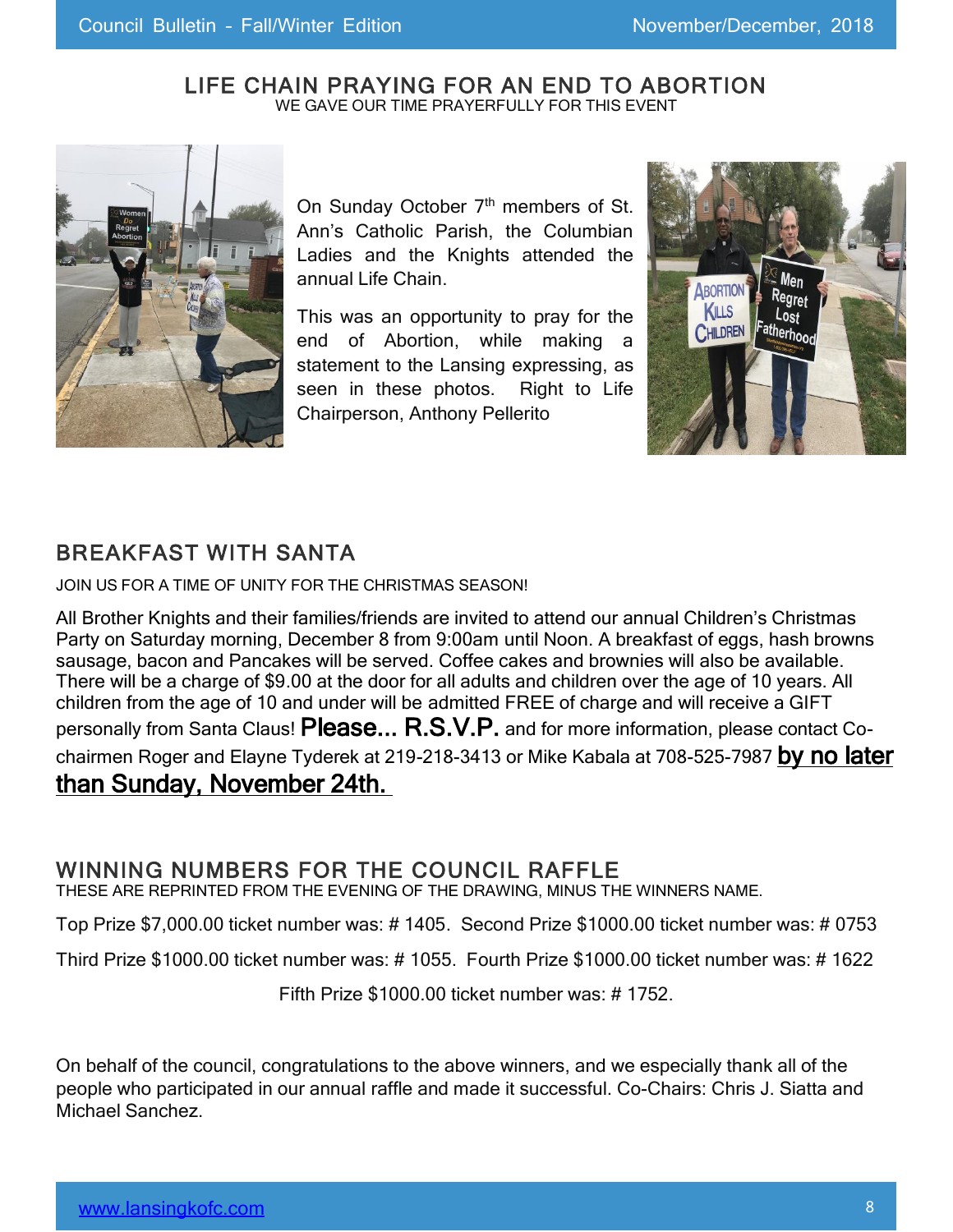## LIFE CHAIN PRAYING FOR AN END TO ABORTION

WE GAVE OUR TIME PRAYERFULLY FOR THIS EVENT

On Sunday October 7th members of St. Ann's Catholic Parish, the Columbian Ladies and the Knights attended the annual Life Chain.

This was an opportunity to pray for the end of Abortion, while making a statement to the Lansing expressing, as seen in these photos. Right to Life Chairperson, Anthony Pellerito

## BREAKFAST WITH SANTA

JOIN US FOR A TIME OF UNITY FOR THE CHRISTMAS SEASON!

All Brother Knights and their families/friends are invited to attend our annual Children's Christmas Party on Saturday morning, December 8 from 9:00am until Noon. A breakfast of eggs, hash browns sausage, bacon and Pancakes will be served. Coffee cakes and brownies will also be available. There will be a charge of $9.00 at the door for all adults and children over the age of 10 years. All children from the age of 10 and under will be admitted FREE of charge and will receive a GIFT personally from Santa Claus! **Please... R.S.V.P.** and for more information, please contact Co-chairmen Roger and Elayne Tyderek at 219-218-3413 or Mike Kabala at 708-525-7987 **by no later than Sunday, November 24th.**

## WINNING NUMBERS FOR THE COUNCIL RAFFLE

THESE ARE REPRINTED FROM THE EVENING OF THE DRAWING, MINUS THE WINNERS NAME.

Top Prize $7,000.00 ticket number was: # 1405. Second Prize $1000.00 ticket number was: # 0753

Third Prize $1000.00 ticket number was: # 1055. Fourth Prize $1000.00 ticket number was: # 1622

Fifth Prize $1000.00 ticket number was: # 1752.

On behalf of the council, congratulations to the above winners, and we especially thank all of the people who participated in our annual raffle and made it successful. Co-Chairs: Chris J. Siatta and Michael Sanchez.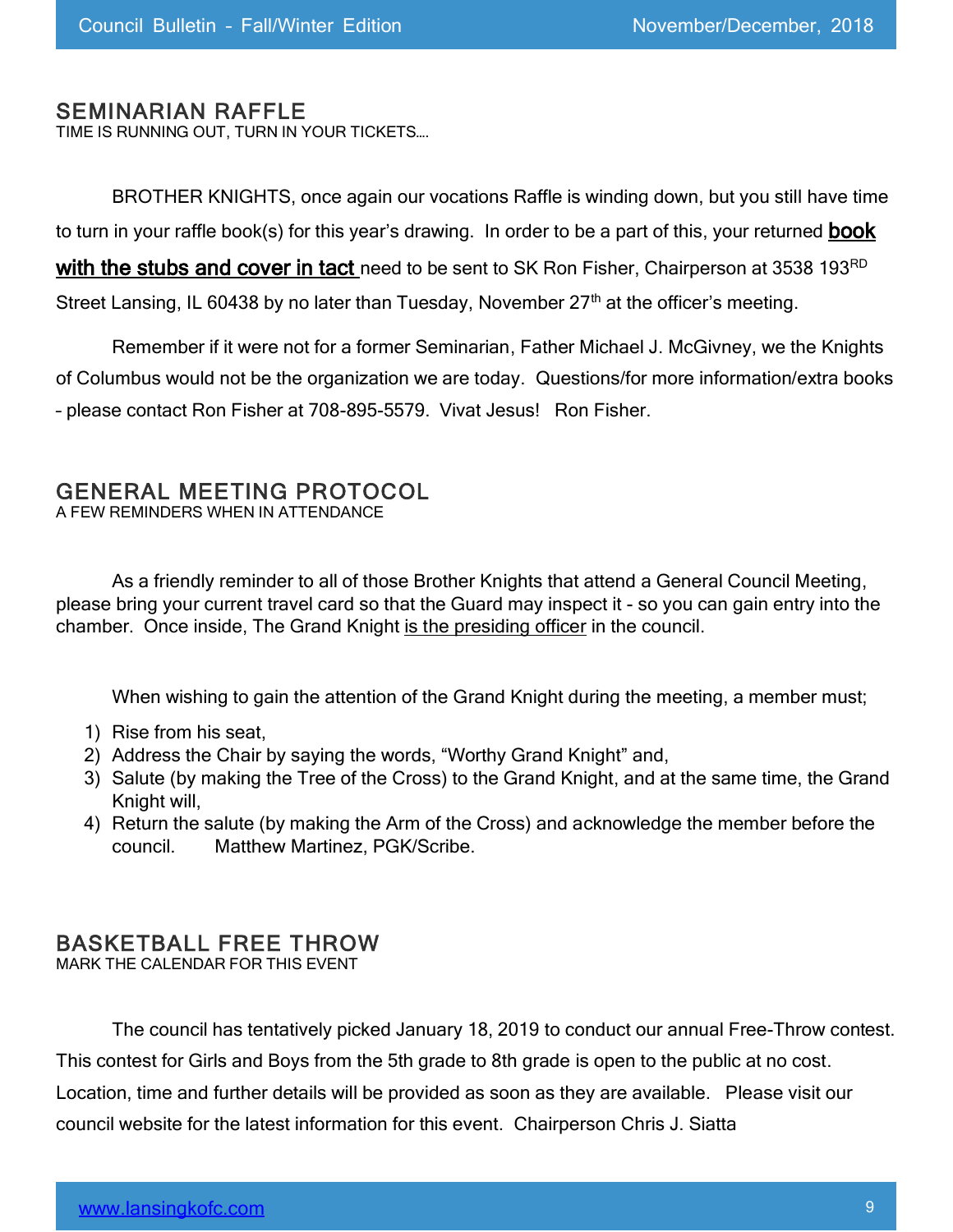## SEMINARIAN RAFFLE

TIME IS RUNNING OUT, TURN IN YOUR TICKETS….

BROTHER KNIGHTS, once again our vocations Raffle is winding down, but you still have time to turn in your raffle book(s) for this year's drawing. In order to be a part of this, your returned **book with the stubs and cover in tact** need to be sent to SK Ron Fisher, Chairperson at 3538 193RD Street Lansing, IL 60438 by no later than Tuesday, November 27th at the officer's meeting.

Remember if it were not for a former Seminarian, Father Michael J. McGivney, we the Knights of Columbus would not be the organization we are today. Questions/for more information/extra books – please contact Ron Fisher at 708-895-5579. Vivat Jesus! Ron Fisher.

## GENERAL MEETING PROTOCOL

A FEW REMINDERS WHEN IN ATTENDANCE

As a friendly reminder to all of those Brother Knights that attend a General Council Meeting, please bring your current travel card so that the Guard may inspect it - so you can gain entry into the chamber. Once inside, The Grand Knight is the presiding officer in the council.

When wishing to gain the attention of the Grand Knight during the meeting, a member must;

1) Rise from his seat,
2) Address the Chair by saying the words, "Worthy Grand Knight" and,
3) Salute (by making the Tree of the Cross) to the Grand Knight, and at the same time, the Grand Knight will,
4) Return the salute (by making the Arm of the Cross) and acknowledge the member before the council. Matthew Martinez, PGK/Scribe.

## BASKETBALL FREE THROW

MARK THE CALENDAR FOR THIS EVENT

The council has tentatively picked January 18, 2019 to conduct our annual Free-Throw contest. This contest for Girls and Boys from the 5th grade to 8th grade is open to the public at no cost. Location, time and further details will be provided as soon as they are available. Please visit our council website for the latest information for this event. Chairperson Chris J. Siatta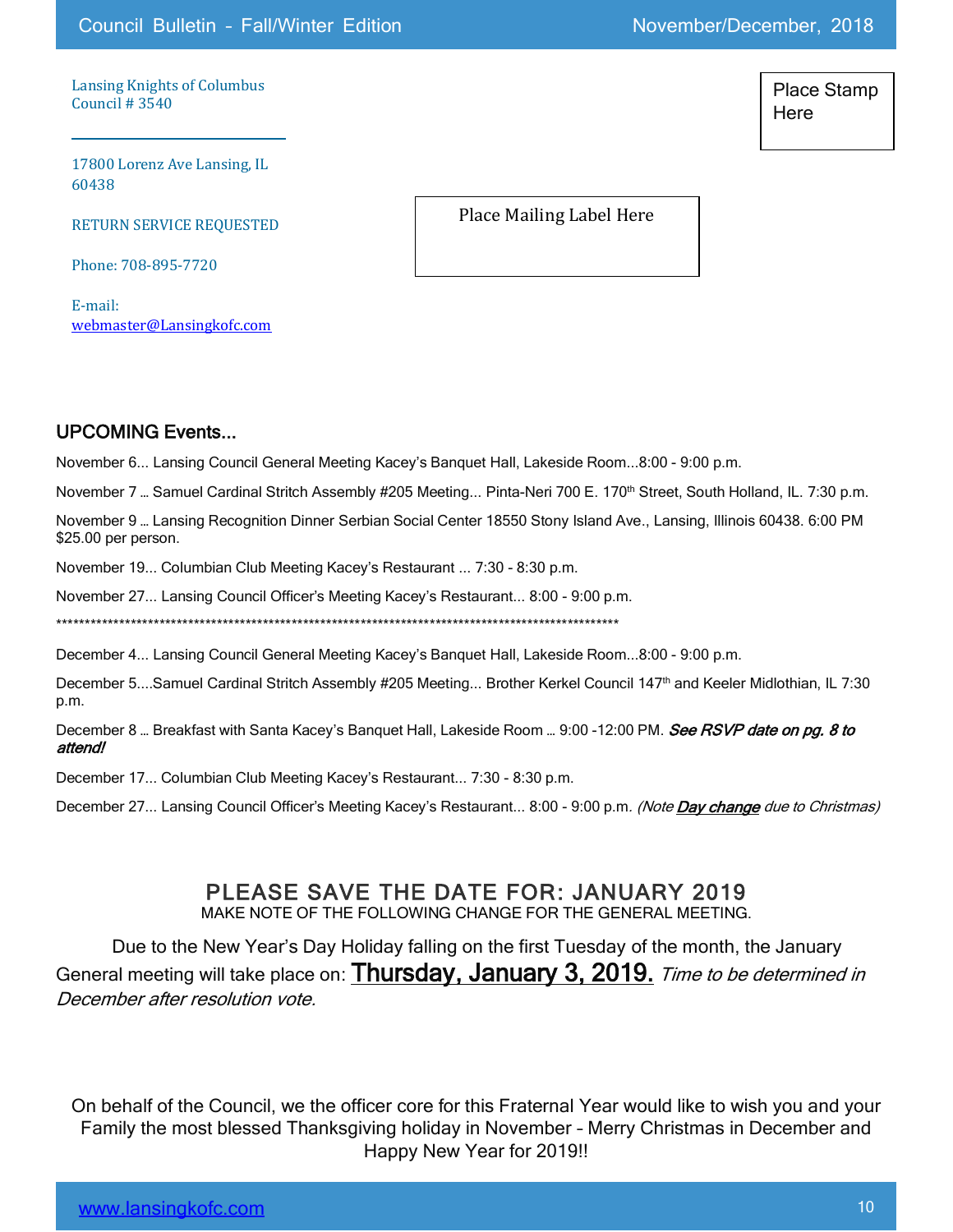Lansing Knights of Columbus
Council # 3540

17800 Lorenz Ave Lansing, IL 60438

RETURN SERVICE REQUESTED

Phone: 708-895-7720

E-mail:
webmaster@Lansingkofc.com

Place Stamp Here

Place Mailing Label Here

## UPCOMING Events...

November 6... Lansing Council General Meeting Kacey's Banquet Hall, Lakeside Room...8:00 - 9:00 p.m.

November 7 … Samuel Cardinal Stritch Assembly #205 Meeting... Pinta-Neri 700 E. 170th Street, South Holland, IL. 7:30 p.m.

November 9 … Lansing Recognition Dinner Serbian Social Center 18550 Stony Island Ave., Lansing, Illinois 60438. 6:00 PM $25.00 per person.

November 19... Columbian Club Meeting Kacey's Restaurant ... 7:30 - 8:30 p.m.

November 27... Lansing Council Officer's Meeting Kacey's Restaurant... 8:00 - 9:00 p.m.

*****************************************************************************************************

December 4... Lansing Council General Meeting Kacey's Banquet Hall, Lakeside Room...8:00 - 9:00 p.m.

December 5....Samuel Cardinal Stritch Assembly #205 Meeting... Brother Kerkel Council 147th and Keeler Midlothian, IL 7:30 p.m.

December 8 … Breakfast with Santa Kacey's Banquet Hall, Lakeside Room … 9:00 -12:00 PM. ***See RSVP date on pg. 8 to attend!***

December 17... Columbian Club Meeting Kacey's Restaurant... 7:30 - 8:30 p.m.

December 27... Lansing Council Officer's Meeting Kacey's Restaurant... 8:00 - 9:00 p.m. *(Note **Day change** due to Christmas)*

## PLEASE SAVE THE DATE FOR: JANUARY 2019

MAKE NOTE OF THE FOLLOWING CHANGE FOR THE GENERAL MEETING.

Due to the New Year's Day Holiday falling on the first Tuesday of the month, the January General meeting will take place on: **Thursday, January 3, 2019.** *Time to be determined in December after resolution vote.*

On behalf of the Council, we the officer core for this Fraternal Year would like to wish you and your Family the most blessed Thanksgiving holiday in November – Merry Christmas in December and Happy New Year for 2019!!

www.lansingkofc.com